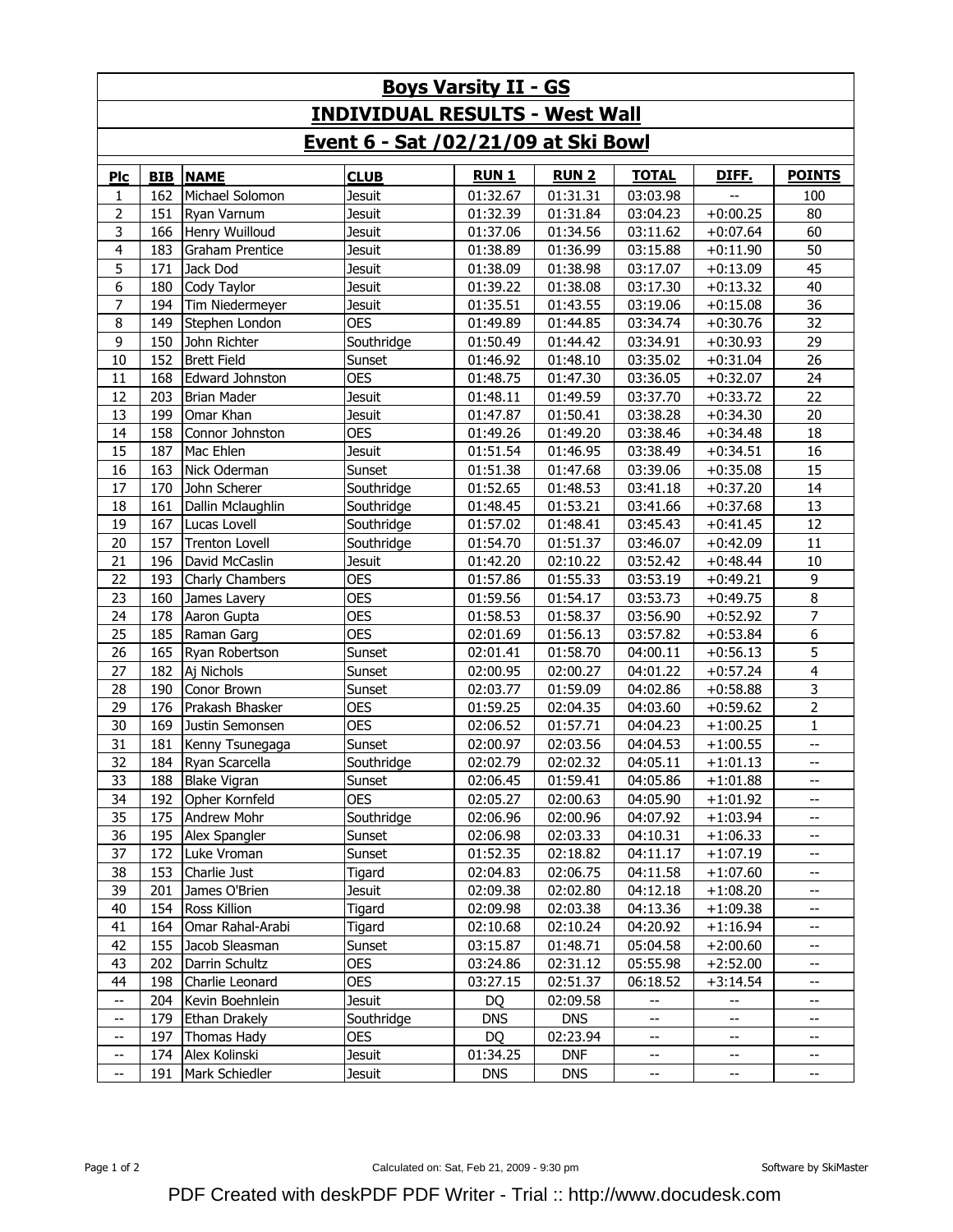# Boys Varsity II - GS

## INDIVIDUAL RESULTS - West Wall

## Event 6 - Sat /02/21/09 at Ski Bowl

| Plc | BIB | NAME | CLUB | RUN 1 | RUN 2 | TOTAL | DIFF. | POINTS |
|---|---|---|---|---|---|---|---|---|
| 1 | 162 | Michael Solomon | Jesuit | 01:32.67 | 01:31.31 | 03:03.98 | -- | 100 |
| 2 | 151 | Ryan Varnum | Jesuit | 01:32.39 | 01:31.84 | 03:04.23 | +0:00.25 | 80 |
| 3 | 166 | Henry Wuilloud | Jesuit | 01:37.06 | 01:34.56 | 03:11.62 | +0:07.64 | 60 |
| 4 | 183 | Graham Prentice | Jesuit | 01:38.89 | 01:36.99 | 03:15.88 | +0:11.90 | 50 |
| 5 | 171 | Jack Dod | Jesuit | 01:38.09 | 01:38.98 | 03:17.07 | +0:13.09 | 45 |
| 6 | 180 | Cody Taylor | Jesuit | 01:39.22 | 01:38.08 | 03:17.30 | +0:13.32 | 40 |
| 7 | 194 | Tim Niedermeyer | Jesuit | 01:35.51 | 01:43.55 | 03:19.06 | +0:15.08 | 36 |
| 8 | 149 | Stephen London | OES | 01:49.89 | 01:44.85 | 03:34.74 | +0:30.76 | 32 |
| 9 | 150 | John Richter | Southridge | 01:50.49 | 01:44.42 | 03:34.91 | +0:30.93 | 29 |
| 10 | 152 | Brett Field | Sunset | 01:46.92 | 01:48.10 | 03:35.02 | +0:31.04 | 26 |
| 11 | 168 | Edward Johnston | OES | 01:48.75 | 01:47.30 | 03:36.05 | +0:32.07 | 24 |
| 12 | 203 | Brian Mader | Jesuit | 01:48.11 | 01:49.59 | 03:37.70 | +0:33.72 | 22 |
| 13 | 199 | Omar Khan | Jesuit | 01:47.87 | 01:50.41 | 03:38.28 | +0:34.30 | 20 |
| 14 | 158 | Connor Johnston | OES | 01:49.26 | 01:49.20 | 03:38.46 | +0:34.48 | 18 |
| 15 | 187 | Mac Ehlen | Jesuit | 01:51.54 | 01:46.95 | 03:38.49 | +0:34.51 | 16 |
| 16 | 163 | Nick Oderman | Sunset | 01:51.38 | 01:47.68 | 03:39.06 | +0:35.08 | 15 |
| 17 | 170 | John Scherer | Southridge | 01:52.65 | 01:48.53 | 03:41.18 | +0:37.20 | 14 |
| 18 | 161 | Dallin Mclaughlin | Southridge | 01:48.45 | 01:53.21 | 03:41.66 | +0:37.68 | 13 |
| 19 | 167 | Lucas Lovell | Southridge | 01:57.02 | 01:48.41 | 03:45.43 | +0:41.45 | 12 |
| 20 | 157 | Trenton Lovell | Southridge | 01:54.70 | 01:51.37 | 03:46.07 | +0:42.09 | 11 |
| 21 | 196 | David McCaslin | Jesuit | 01:42.20 | 02:10.22 | 03:52.42 | +0:48.44 | 10 |
| 22 | 193 | Charly Chambers | OES | 01:57.86 | 01:55.33 | 03:53.19 | +0:49.21 | 9 |
| 23 | 160 | James Lavery | OES | 01:59.56 | 01:54.17 | 03:53.73 | +0:49.75 | 8 |
| 24 | 178 | Aaron Gupta | OES | 01:58.53 | 01:58.37 | 03:56.90 | +0:52.92 | 7 |
| 25 | 185 | Raman Garg | OES | 02:01.69 | 01:56.13 | 03:57.82 | +0:53.84 | 6 |
| 26 | 165 | Ryan Robertson | Sunset | 02:01.41 | 01:58.70 | 04:00.11 | +0:56.13 | 5 |
| 27 | 182 | Aj Nichols | Sunset | 02:00.95 | 02:00.27 | 04:01.22 | +0:57.24 | 4 |
| 28 | 190 | Conor Brown | Sunset | 02:03.77 | 01:59.09 | 04:02.86 | +0:58.88 | 3 |
| 29 | 176 | Prakash Bhasker | OES | 01:59.25 | 02:04.35 | 04:03.60 | +0:59.62 | 2 |
| 30 | 169 | Justin Semonsen | OES | 02:06.52 | 01:57.71 | 04:04.23 | +1:00.25 | 1 |
| 31 | 181 | Kenny Tsunegaga | Sunset | 02:00.97 | 02:03.56 | 04:04.53 | +1:00.55 | -- |
| 32 | 184 | Ryan Scarcella | Southridge | 02:02.79 | 02:02.32 | 04:05.11 | +1:01.13 | -- |
| 33 | 188 | Blake Vigran | Sunset | 02:06.45 | 01:59.41 | 04:05.86 | +1:01.88 | -- |
| 34 | 192 | Opher Kornfeld | OES | 02:05.27 | 02:00.63 | 04:05.90 | +1:01.92 | -- |
| 35 | 175 | Andrew Mohr | Southridge | 02:06.96 | 02:00.96 | 04:07.92 | +1:03.94 | -- |
| 36 | 195 | Alex Spangler | Sunset | 02:06.98 | 02:03.33 | 04:10.31 | +1:06.33 | -- |
| 37 | 172 | Luke Vroman | Sunset | 01:52.35 | 02:18.82 | 04:11.17 | +1:07.19 | -- |
| 38 | 153 | Charlie Just | Tigard | 02:04.83 | 02:06.75 | 04:11.58 | +1:07.60 | -- |
| 39 | 201 | James O'Brien | Jesuit | 02:09.38 | 02:02.80 | 04:12.18 | +1:08.20 | -- |
| 40 | 154 | Ross Killion | Tigard | 02:09.98 | 02:03.38 | 04:13.36 | +1:09.38 | -- |
| 41 | 164 | Omar Rahal-Arabi | Tigard | 02:10.68 | 02:10.24 | 04:20.92 | +1:16.94 | -- |
| 42 | 155 | Jacob Sleasman | Sunset | 03:15.87 | 01:48.71 | 05:04.58 | +2:00.60 | -- |
| 43 | 202 | Darrin Schultz | OES | 03:24.86 | 02:31.12 | 05:55.98 | +2:52.00 | -- |
| 44 | 198 | Charlie Leonard | OES | 03:27.15 | 02:51.37 | 06:18.52 | +3:14.54 | -- |
| -- | 204 | Kevin Boehnlein | Jesuit | DQ | 02:09.58 | -- | -- | -- |
| -- | 179 | Ethan Drakely | Southridge | DNS | DNS | -- | -- | -- |
| -- | 197 | Thomas Hady | OES | DQ | 02:23.94 | -- | -- | -- |
| -- | 174 | Alex Kolinski | Jesuit | 01:34.25 | DNF | -- | -- | -- |
| -- | 191 | Mark Schiedler | Jesuit | DNS | DNS | -- | -- | -- |

Calculated on: Sat, Feb 21, 2009 - 9:30 pm

Software by SkiMaster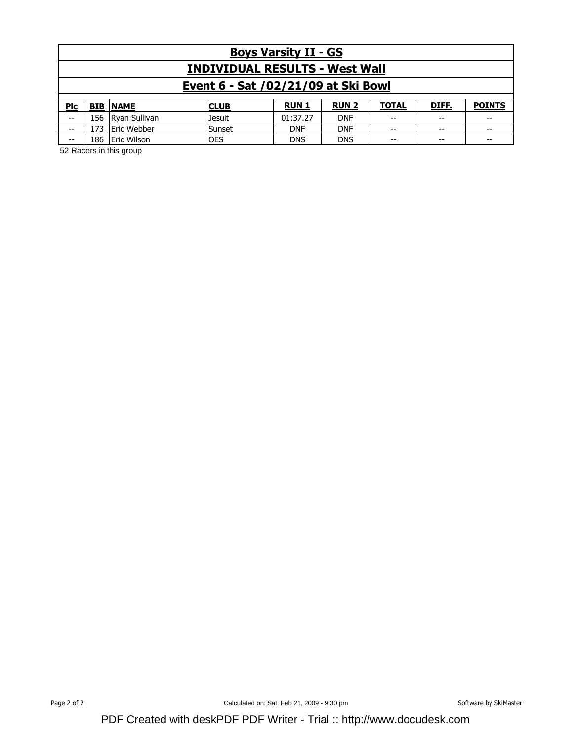## Boys Varsity II - GS

## INDIVIDUAL RESULTS - West Wall

## Event 6 - Sat /02/21/09 at Ski Bowl

| Plc | BIB | NAME | CLUB | RUN 1 | RUN 2 | TOTAL | DIFF. | POINTS |
|---|---|---|---|---|---|---|---|---|
| -- | 156 | Ryan Sullivan | Jesuit | 01:37.27 | DNF | -- | -- | -- |
| -- | 173 | Eric Webber | Sunset | DNF | DNF | -- | -- | -- |
| -- | 186 | Eric Wilson | OES | DNS | DNS | -- | -- | -- |

52 Racers in this group

Calculated on: Sat, Feb 21, 2009 - 9:30 pm

Software by SkiMaster

PDF Created with deskPDF PDF Writer - Trial :: http://www.docudesk.com